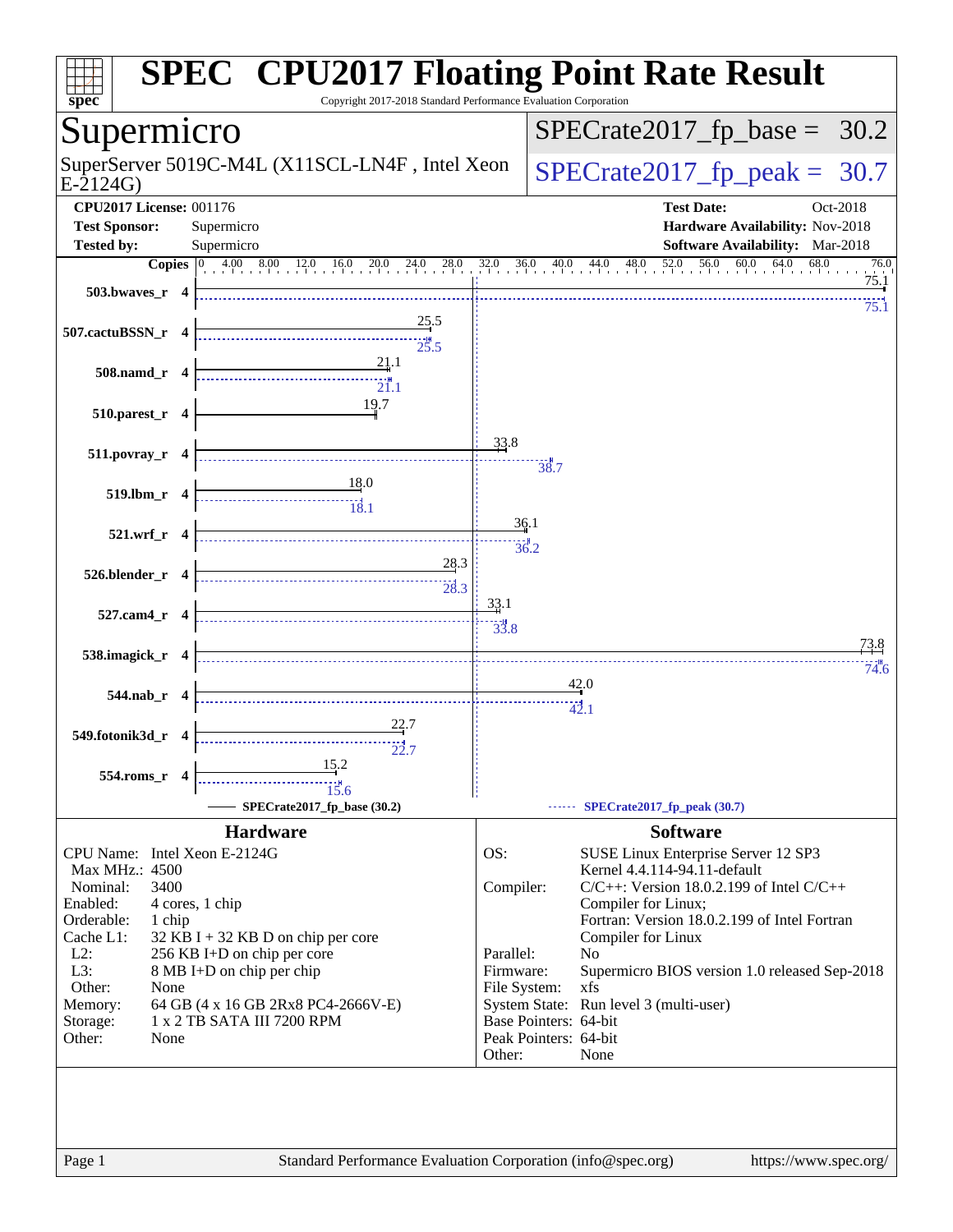# SPEC CPU2017 Floating Point Rate Result

Copyright 2017-2018 Standard Performance Evaluation Corporation

## Supermicro

SuperServer 5019C-M4L (X11SCL-LN4F , Intel Xeon E-2124G)

SPECrate2017_fp_base = 30.2

SPECrate2017_fp_peak = 30.7

**CPU2017 License:** 001176
**Test Sponsor:** Supermicro
**Tested by:** Supermicro

**Test Date:** Oct-2018
**Hardware Availability:** Nov-2018
**Software Availability:** Mar-2018

| Benchmark | Copies | Base | Peak |
|---|---|---|---|
| 503.bwaves_r | 4 | 75.1 | 75.1 |
| 507.cactuBSSN_r | 4 | 25.5 | 25.5 |
| 508.namd_r | 4 | 21.1 | 21.1 |
| 510.parest_r | 4 | 19.7 | |
| 511.povray_r | 4 | 33.8 | 38.7 |
| 519.lbm_r | 4 | 18.0 | 18.1 |
| 521.wrf_r | 4 | 36.1 | 36.2 |
| 526.blender_r | 4 | 28.3 | 28.3 |
| 527.cam4_r | 4 | 33.1 | 33.8 |
| 538.imagick_r | 4 | 73.8 | 74.6 |
| 544.nab_r | 4 | 42.0 | 42.1 |
| 549.fotonik3d_r | 4 | 22.7 | 22.7 |
| 554.roms_r | 4 | 15.2 | 15.6 |

SPECrate2017_fp_base (30.2) — SPECrate2017_fp_peak (30.7)

### Hardware

| | |
|---|---|
| CPU Name: | Intel Xeon E-2124G |
| Max MHz.: | 4500 |
| Nominal: | 3400 |
| Enabled: | 4 cores, 1 chip |
| Orderable: | 1 chip |
| Cache L1: | 32 KB I + 32 KB D on chip per core |
| L2: | 256 KB I+D on chip per core |
| L3: | 8 MB I+D on chip per chip |
| Other: | None |
| Memory: | 64 GB (4 x 16 GB 2Rx8 PC4-2666V-E) |
| Storage: | 1 x 2 TB SATA III 7200 RPM |
| Other: | None |

### Software

| | |
|---|---|
| OS: | SUSE Linux Enterprise Server 12 SP3 Kernel 4.4.114-94.11-default |
| Compiler: | C/C++: Version 18.0.2.199 of Intel C/C++ Compiler for Linux; Fortran: Version 18.0.2.199 of Intel Fortran Compiler for Linux |
| Parallel: | No |
| Firmware: | Supermicro BIOS version 1.0 released Sep-2018 |
| File System: | xfs |
| System State: | Run level 3 (multi-user) |
| Base Pointers: | 64-bit |
| Peak Pointers: | 64-bit |
| Other: | None |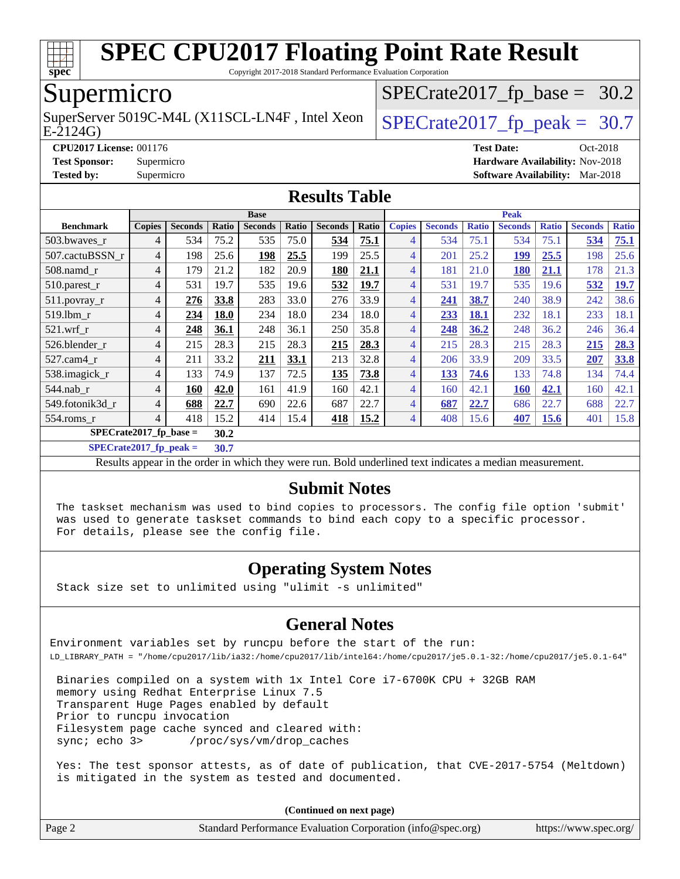# SPEC CPU2017 Floating Point Rate Result

Copyright 2017-2018 Standard Performance Evaluation Corporation

## Supermicro

SuperServer 5019C-M4L (X11SCL-LN4F , Intel Xeon E-2124G)

SPECrate2017_fp_base = 30.2

SPECrate2017_fp_peak = 30.7

**CPU2017 License:** 001176
**Test Sponsor:** Supermicro
**Tested by:** Supermicro
**Test Date:** Oct-2018
**Hardware Availability:** Nov-2018
**Software Availability:** Mar-2018

## Results Table

| | Base | | | | | | | Peak | | | | | | |
|---|---|---|---|---|---|---|---|---|---|---|---|---|---|---|
| **Benchmark** | **Copies** | **Seconds** | **Ratio** | **Seconds** | **Ratio** | **Seconds** | **Ratio** | **Copies** | **Seconds** | **Ratio** | **Seconds** | **Ratio** | **Seconds** | **Ratio** |
| 503.bwaves_r | 4 | 534 | 75.2 | 535 | 75.0 | **534** | **75.1** | 4 | 534 | 75.1 | 534 | 75.1 | **534** | **75.1** |
| 507.cactuBSSN_r | 4 | 198 | 25.6 | **198** | **25.5** | 199 | 25.5 | 4 | 201 | 25.2 | **199** | **25.5** | 198 | 25.6 |
| 508.namd_r | 4 | 179 | 21.2 | 182 | 20.9 | **180** | **21.1** | 4 | 181 | 21.0 | **180** | **21.1** | 178 | 21.3 |
| 510.parest_r | 4 | 531 | 19.7 | 535 | 19.6 | **532** | **19.7** | 4 | 531 | 19.7 | 535 | 19.6 | **532** | **19.7** |
| 511.povray_r | 4 | **276** | **33.8** | 283 | 33.0 | 276 | 33.9 | 4 | **241** | **38.7** | 240 | 38.9 | 242 | 38.6 |
| 519.lbm_r | 4 | **234** | **18.0** | 234 | 18.0 | 234 | 18.0 | 4 | **233** | **18.1** | 232 | 18.1 | 233 | 18.1 |
| 521.wrf_r | 4 | **248** | **36.1** | 248 | 36.1 | 250 | 35.8 | 4 | **248** | **36.2** | 248 | 36.2 | 246 | 36.4 |
| 526.blender_r | 4 | 215 | 28.3 | 215 | 28.3 | **215** | **28.3** | 4 | 215 | 28.3 | 215 | 28.3 | **215** | **28.3** |
| 527.cam4_r | 4 | 211 | 33.2 | **211** | **33.1** | 213 | 32.8 | 4 | 206 | 33.9 | 209 | 33.5 | **207** | **33.8** |
| 538.imagick_r | 4 | 133 | 74.9 | 137 | 72.5 | **135** | **73.8** | 4 | **133** | **74.6** | 133 | 74.8 | 134 | 74.4 |
| 544.nab_r | 4 | **160** | **42.0** | 161 | 41.9 | 160 | 42.1 | 4 | 160 | 42.1 | **160** | **42.1** | 160 | 42.1 |
| 549.fotonik3d_r | 4 | **688** | **22.7** | 690 | 22.6 | 687 | 22.7 | 4 | **687** | **22.7** | 686 | 22.7 | 688 | 22.7 |
| 554.roms_r | 4 | 418 | 15.2 | 414 | 15.4 | **418** | **15.2** | 4 | 408 | 15.6 | **407** | **15.6** | 401 | 15.8 |

**SPECrate2017_fp_base = 30.2**

**SPECrate2017_fp_peak = 30.7**

Results appear in the order in which they were run. Bold underlined text indicates a median measurement.

## Submit Notes

```
The taskset mechanism was used to bind copies to processors. The config file option 'submit'
was used to generate taskset commands to bind each copy to a specific processor.
For details, please see the config file.
```

## Operating System Notes

```
Stack size set to unlimited using "ulimit -s unlimited"
```

## General Notes

```
Environment variables set by runcpu before the start of the run:
LD_LIBRARY_PATH = "/home/cpu2017/lib/ia32:/home/cpu2017/lib/intel64:/home/cpu2017/je5.0.1-32:/home/cpu2017/je5.0.1-64"

Binaries compiled on a system with 1x Intel Core i7-6700K CPU + 32GB RAM
memory using Redhat Enterprise Linux 7.5
Transparent Huge Pages enabled by default
Prior to runcpu invocation
Filesystem page cache synced and cleared with:
sync; echo 3>       /proc/sys/vm/drop_caches

Yes: The test sponsor attests, as of date of publication, that CVE-2017-5754 (Meltdown)
is mitigated in the system as tested and documented.
```

**(Continued on next page)**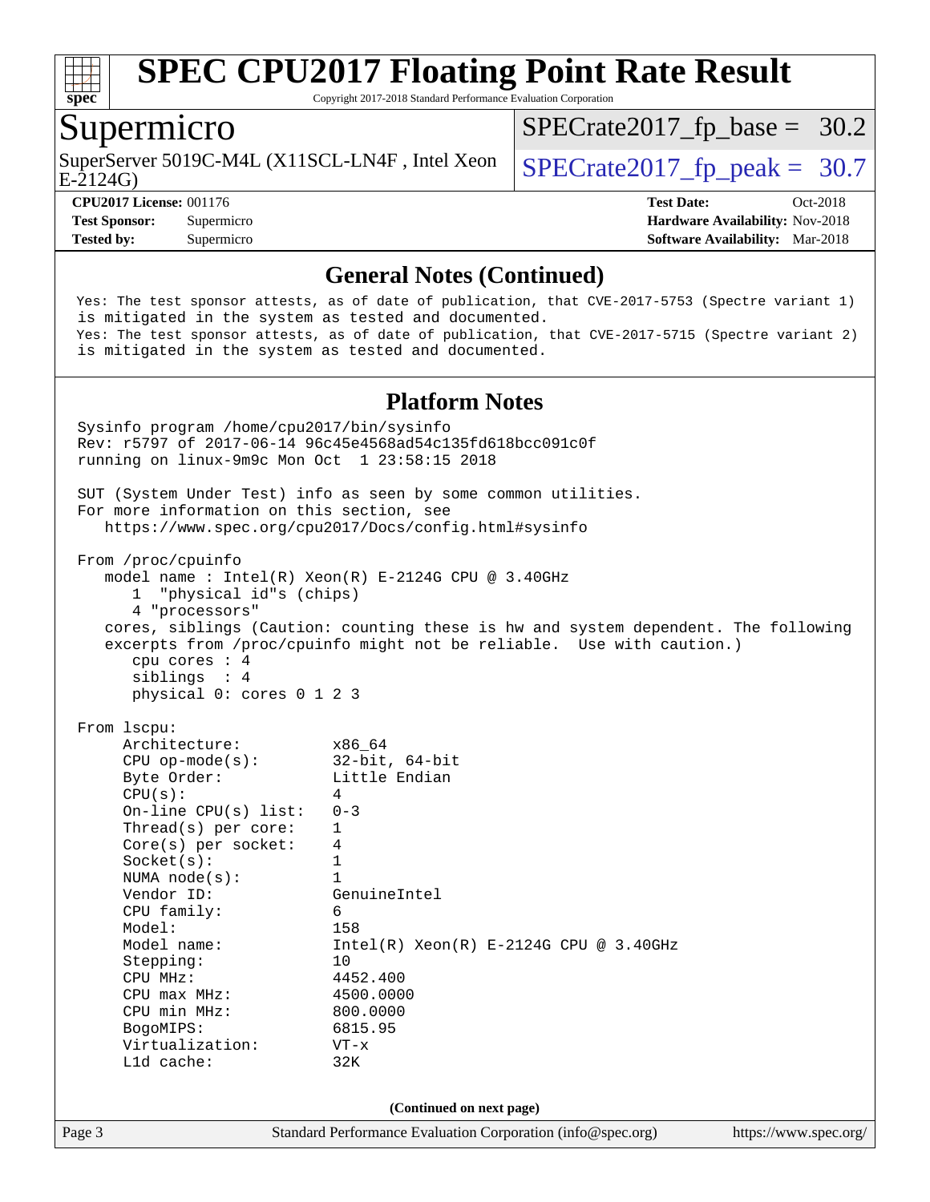# SPEC CPU2017 Floating Point Rate Result

Copyright 2017-2018 Standard Performance Evaluation Corporation

## Supermicro

SuperServer 5019C-M4L (X11SCL-LN4F , Intel Xeon E-2124G)

SPECrate2017_fp_base = 30.2

SPECrate2017_fp_peak = 30.7

**CPU2017 License:** 001176
**Test Sponsor:** Supermicro
**Tested by:** Supermicro

**Test Date:** Oct-2018
**Hardware Availability:** Nov-2018
**Software Availability:** Mar-2018

### General Notes (Continued)

```
Yes: The test sponsor attests, as of date of publication, that CVE-2017-5753 (Spectre variant 1)
is mitigated in the system as tested and documented.
Yes: The test sponsor attests, as of date of publication, that CVE-2017-5715 (Spectre variant 2)
is mitigated in the system as tested and documented.
```

### Platform Notes

```
Sysinfo program /home/cpu2017/bin/sysinfo
Rev: r5797 of 2017-06-14 96c45e4568ad54c135fd618bcc091c0f
running on linux-9m9c Mon Oct  1 23:58:15 2018

SUT (System Under Test) info as seen by some common utilities.
For more information on this section, see
   https://www.spec.org/cpu2017/Docs/config.html#sysinfo

From /proc/cpuinfo
   model name : Intel(R) Xeon(R) E-2124G CPU @ 3.40GHz
      1  "physical id"s (chips)
      4 "processors"
   cores, siblings (Caution: counting these is hw and system dependent. The following
   excerpts from /proc/cpuinfo might not be reliable.  Use with caution.)
      cpu cores : 4
      siblings  : 4
      physical 0: cores 0 1 2 3

From lscpu:
     Architecture:          x86_64
     CPU op-mode(s):        32-bit, 64-bit
     Byte Order:            Little Endian
     CPU(s):                4
     On-line CPU(s) list:   0-3
     Thread(s) per core:    1
     Core(s) per socket:    4
     Socket(s):             1
     NUMA node(s):          1
     Vendor ID:             GenuineIntel
     CPU family:            6
     Model:                 158
     Model name:            Intel(R) Xeon(R) E-2124G CPU @ 3.40GHz
     Stepping:              10
     CPU MHz:               4452.400
     CPU max MHz:           4500.0000
     CPU min MHz:           800.0000
     BogoMIPS:              6815.95
     Virtualization:        VT-x
     L1d cache:             32K
```

(Continued on next page)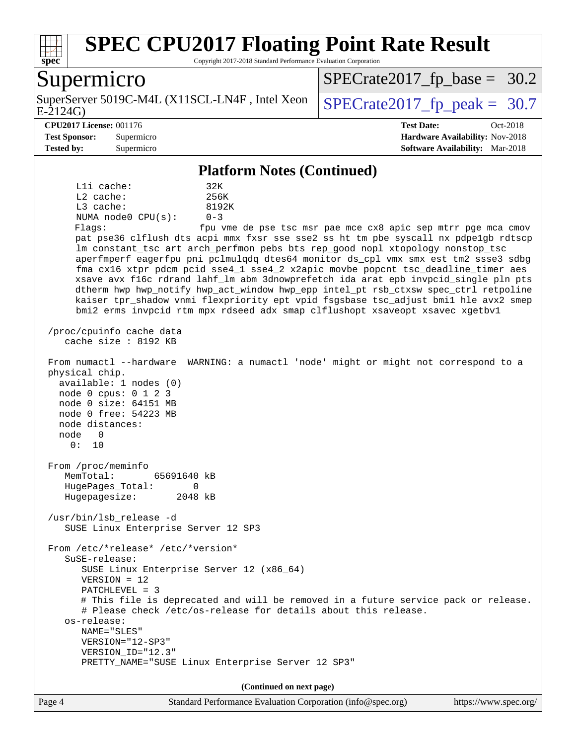# SPEC CPU2017 Floating Point Rate Result

Copyright 2017-2018 Standard Performance Evaluation Corporation

## Supermicro

SuperServer 5019C-M4L (X11SCL-LN4F , Intel Xeon E-2124G)

SPECrate2017_fp_base = 30.2

SPECrate2017_fp_peak = 30.7

**CPU2017 License:** 001176
**Test Sponsor:** Supermicro
**Tested by:** Supermicro

**Test Date:** Oct-2018
**Hardware Availability:** Nov-2018
**Software Availability:** Mar-2018

### Platform Notes (Continued)

```
     L1i cache:              32K
     L2 cache:               256K
     L3 cache:               8192K
     NUMA node0 CPU(s):      0-3
     Flags:                  fpu vme de pse tsc msr pae mce cx8 apic sep mtrr pge mca cmov
     pat pse36 clflush dts acpi mmx fxsr sse sse2 ss ht tm pbe syscall nx pdpe1gb rdtscp
     lm constant_tsc art arch_perfmon pebs bts rep_good nopl xtopology nonstop_tsc
     aperfmperf eagerfpu pni pclmulqdq dtes64 monitor ds_cpl vmx smx est tm2 ssse3 sdbg
     fma cx16 xtpr pdcm pcid sse4_1 sse4_2 x2apic movbe popcnt tsc_deadline_timer aes
     xsave avx f16c rdrand lahf_lm abm 3dnowprefetch ida arat epb invpcid_single pln pts
     dtherm hwp hwp_notify hwp_act_window hwp_epp intel_pt rsb_ctxsw spec_ctrl retpoline
     kaiser tpr_shadow vnmi flexpriority ept vpid fsgsbase tsc_adjust bmi1 hle avx2 smep
     bmi2 erms invpcid rtm mpx rdseed adx smap clflushopt xsaveopt xsavec xgetbv1

 /proc/cpuinfo cache data
    cache size : 8192 KB

 From numactl --hardware  WARNING: a numactl 'node' might or might not correspond to a
 physical chip.
   available: 1 nodes (0)
   node 0 cpus: 0 1 2 3
   node 0 size: 64151 MB
   node 0 free: 54223 MB
   node distances:
   node   0
     0:  10

 From /proc/meminfo
    MemTotal:       65691640 kB
    HugePages_Total:       0
    Hugepagesize:       2048 kB

 /usr/bin/lsb_release -d
    SUSE Linux Enterprise Server 12 SP3

 From /etc/*release* /etc/*version*
    SuSE-release:
       SUSE Linux Enterprise Server 12 (x86_64)
       VERSION = 12
       PATCHLEVEL = 3
       # This file is deprecated and will be removed in a future service pack or release.
       # Please check /etc/os-release for details about this release.
    os-release:
       NAME="SLES"
       VERSION="12-SP3"
       VERSION_ID="12.3"
       PRETTY_NAME="SUSE Linux Enterprise Server 12 SP3"
```

**(Continued on next page)**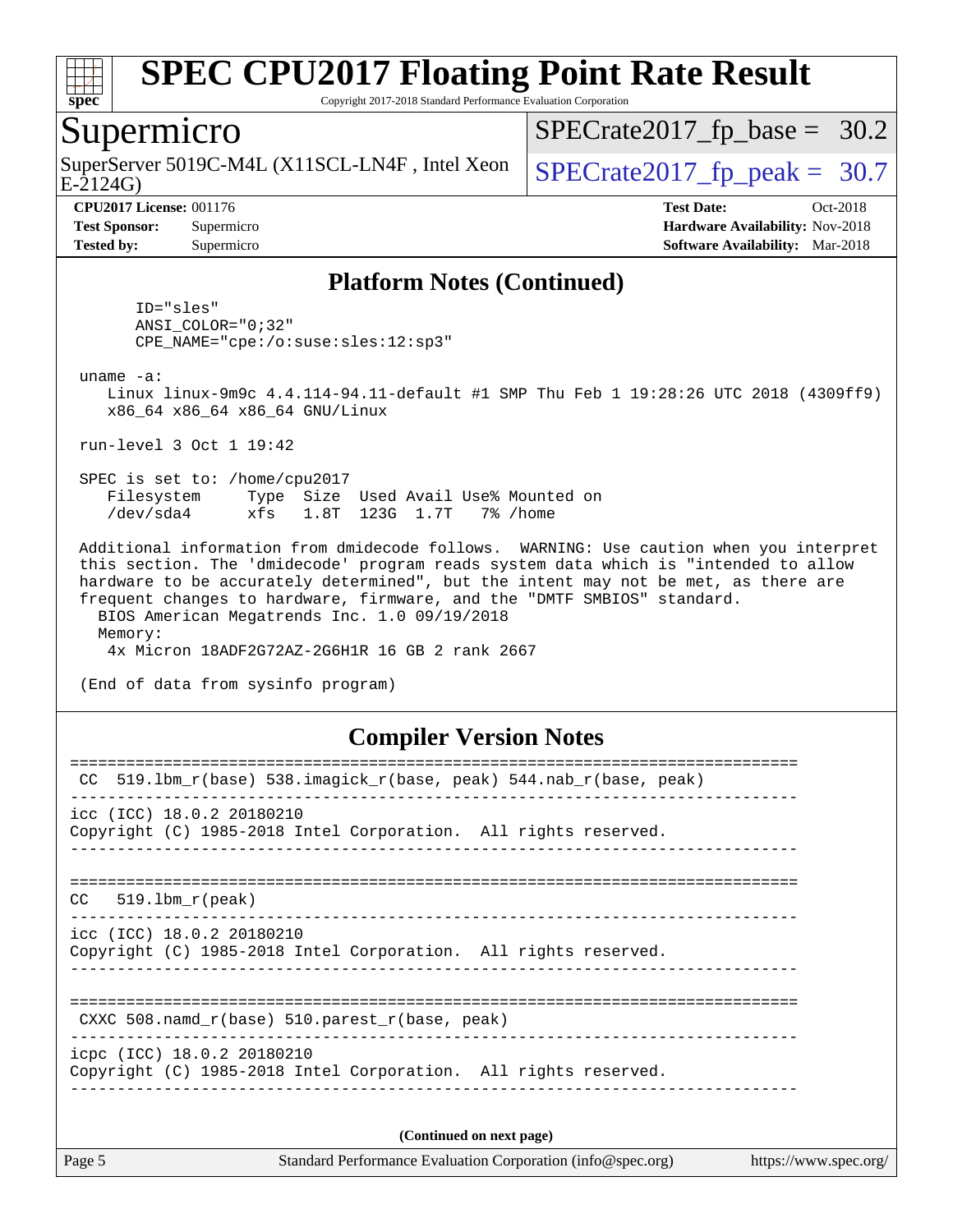# SPEC CPU2017 Floating Point Rate Result

Copyright 2017-2018 Standard Performance Evaluation Corporation

## Supermicro

SuperServer 5019C-M4L (X11SCL-LN4F , Intel Xeon E-2124G)

SPECrate2017_fp_base = 30.2

SPECrate2017_fp_peak = 30.7

**CPU2017 License:** 001176
**Test Sponsor:** Supermicro
**Tested by:** Supermicro

**Test Date:** Oct-2018
**Hardware Availability:** Nov-2018
**Software Availability:** Mar-2018

## Platform Notes (Continued)

```
      ID="sles"
      ANSI_COLOR="0;32"
      CPE_NAME="cpe:/o:suse:sles:12:sp3"

 uname -a:
    Linux linux-9m9c 4.4.114-94.11-default #1 SMP Thu Feb 1 19:28:26 UTC 2018 (4309ff9)
    x86_64 x86_64 x86_64 GNU/Linux

 run-level 3 Oct 1 19:42

 SPEC is set to: /home/cpu2017
    Filesystem     Type  Size  Used Avail Use% Mounted on
    /dev/sda4      xfs   1.8T  123G  1.7T   7% /home

 Additional information from dmidecode follows.  WARNING: Use caution when you interpret
 this section. The 'dmidecode' program reads system data which is "intended to allow
 hardware to be accurately determined", but the intent may not be met, as there are
 frequent changes to hardware, firmware, and the "DMTF SMBIOS" standard.
   BIOS American Megatrends Inc. 1.0 09/19/2018
   Memory:
    4x Micron 18ADF2G72AZ-2G6H1R 16 GB 2 rank 2667

 (End of data from sysinfo program)
```

## Compiler Version Notes

```
==============================================================================
 CC  519.lbm_r(base) 538.imagick_r(base, peak) 544.nab_r(base, peak)
------------------------------------------------------------------------------
icc (ICC) 18.0.2 20180210
Copyright (C) 1985-2018 Intel Corporation.  All rights reserved.
------------------------------------------------------------------------------

==============================================================================
CC   519.lbm_r(peak)
------------------------------------------------------------------------------
icc (ICC) 18.0.2 20180210
Copyright (C) 1985-2018 Intel Corporation.  All rights reserved.
------------------------------------------------------------------------------

==============================================================================
 CXXC 508.namd_r(base) 510.parest_r(base, peak)
------------------------------------------------------------------------------
icpc (ICC) 18.0.2 20180210
Copyright (C) 1985-2018 Intel Corporation.  All rights reserved.
------------------------------------------------------------------------------
```

**(Continued on next page)**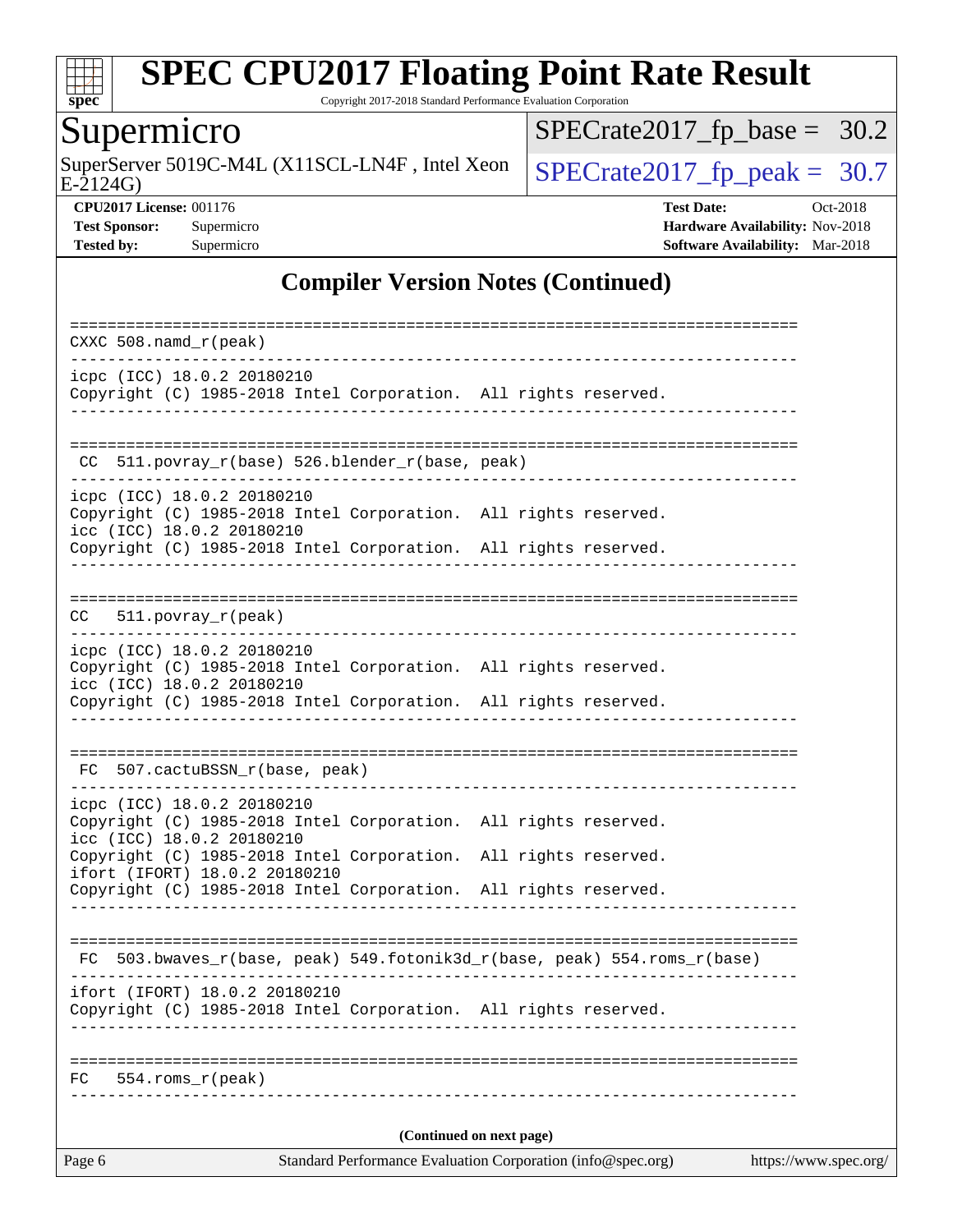## Compiler Version Notes (Continued)

```
==============================================================================
CXXC 508.namd_r(peak)
------------------------------------------------------------------------------
icpc (ICC) 18.0.2 20180210
Copyright (C) 1985-2018 Intel Corporation.  All rights reserved.
------------------------------------------------------------------------------

==============================================================================
 CC  511.povray_r(base) 526.blender_r(base, peak)
------------------------------------------------------------------------------
icpc (ICC) 18.0.2 20180210
Copyright (C) 1985-2018 Intel Corporation.  All rights reserved.
icc (ICC) 18.0.2 20180210
Copyright (C) 1985-2018 Intel Corporation.  All rights reserved.
------------------------------------------------------------------------------

==============================================================================
CC   511.povray_r(peak)
------------------------------------------------------------------------------
icpc (ICC) 18.0.2 20180210
Copyright (C) 1985-2018 Intel Corporation.  All rights reserved.
icc (ICC) 18.0.2 20180210
Copyright (C) 1985-2018 Intel Corporation.  All rights reserved.
------------------------------------------------------------------------------

==============================================================================
 FC  507.cactuBSSN_r(base, peak)
------------------------------------------------------------------------------
icpc (ICC) 18.0.2 20180210
Copyright (C) 1985-2018 Intel Corporation.  All rights reserved.
icc (ICC) 18.0.2 20180210
Copyright (C) 1985-2018 Intel Corporation.  All rights reserved.
ifort (IFORT) 18.0.2 20180210
Copyright (C) 1985-2018 Intel Corporation.  All rights reserved.
------------------------------------------------------------------------------

==============================================================================
 FC  503.bwaves_r(base, peak) 549.fotonik3d_r(base, peak) 554.roms_r(base)
------------------------------------------------------------------------------
ifort (IFORT) 18.0.2 20180210
Copyright (C) 1985-2018 Intel Corporation.  All rights reserved.
------------------------------------------------------------------------------

==============================================================================
FC   554.roms_r(peak)
------------------------------------------------------------------------------
```

(Continued on next page)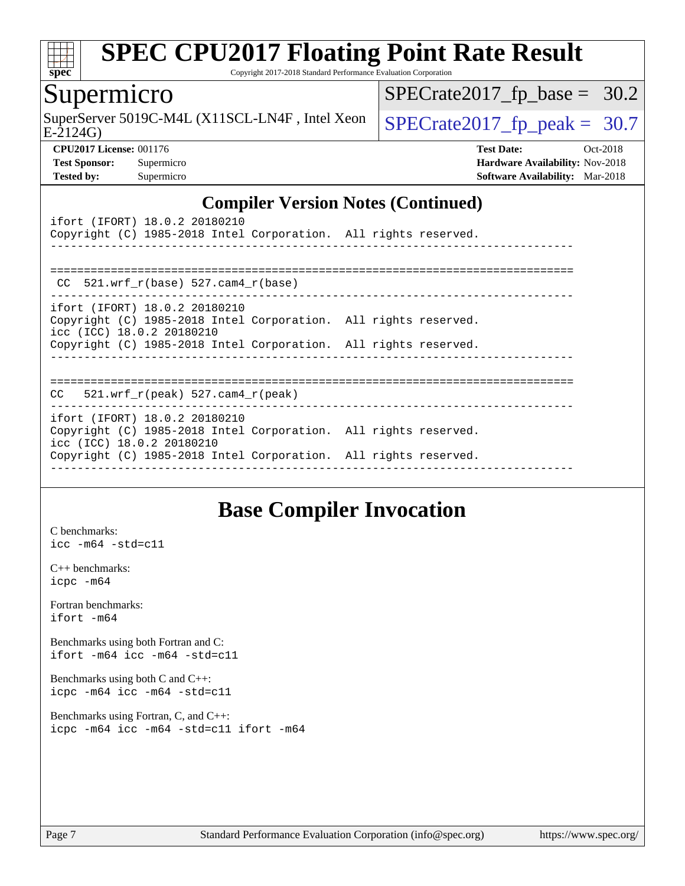## Compiler Version Notes (Continued)

```
ifort (IFORT) 18.0.2 20180210
Copyright (C) 1985-2018 Intel Corporation.  All rights reserved.
------------------------------------------------------------------------------

==============================================================================
 CC  521.wrf_r(base) 527.cam4_r(base)
------------------------------------------------------------------------------
ifort (IFORT) 18.0.2 20180210
Copyright (C) 1985-2018 Intel Corporation.  All rights reserved.
icc (ICC) 18.0.2 20180210
Copyright (C) 1985-2018 Intel Corporation.  All rights reserved.
------------------------------------------------------------------------------

==============================================================================
CC   521.wrf_r(peak) 527.cam4_r(peak)
------------------------------------------------------------------------------
ifort (IFORT) 18.0.2 20180210
Copyright (C) 1985-2018 Intel Corporation.  All rights reserved.
icc (ICC) 18.0.2 20180210
Copyright (C) 1985-2018 Intel Corporation.  All rights reserved.
------------------------------------------------------------------------------
```

## Base Compiler Invocation

C benchmarks:
`icc -m64 -std=c11`

C++ benchmarks:
`icpc -m64`

Fortran benchmarks:
`ifort -m64`

Benchmarks using both Fortran and C:
`ifort -m64 icc -m64 -std=c11`

Benchmarks using both C and C++:
`icpc -m64 icc -m64 -std=c11`

Benchmarks using Fortran, C, and C++:
`icpc -m64 icc -m64 -std=c11 ifort -m64`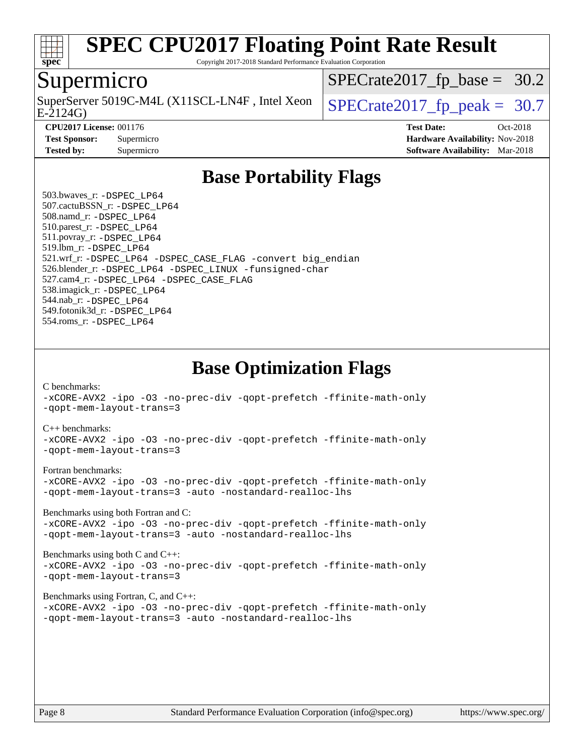# Base Portability Flags

503.bwaves_r: -DSPEC_LP64
507.cactuBSSN_r: -DSPEC_LP64
508.namd_r: -DSPEC_LP64
510.parest_r: -DSPEC_LP64
511.povray_r: -DSPEC_LP64
519.lbm_r: -DSPEC_LP64
521.wrf_r: -DSPEC_LP64 -DSPEC_CASE_FLAG -convert big_endian
526.blender_r: -DSPEC_LP64 -DSPEC_LINUX -funsigned-char
527.cam4_r: -DSPEC_LP64 -DSPEC_CASE_FLAG
538.imagick_r: -DSPEC_LP64
544.nab_r: -DSPEC_LP64
549.fotonik3d_r: -DSPEC_LP64
554.roms_r: -DSPEC_LP64

# Base Optimization Flags

C benchmarks:
-xCORE-AVX2 -ipo -O3 -no-prec-div -qopt-prefetch -ffinite-math-only
-qopt-mem-layout-trans=3

C++ benchmarks:
-xCORE-AVX2 -ipo -O3 -no-prec-div -qopt-prefetch -ffinite-math-only
-qopt-mem-layout-trans=3

Fortran benchmarks:
-xCORE-AVX2 -ipo -O3 -no-prec-div -qopt-prefetch -ffinite-math-only
-qopt-mem-layout-trans=3 -auto -nostandard-realloc-lhs

Benchmarks using both Fortran and C:
-xCORE-AVX2 -ipo -O3 -no-prec-div -qopt-prefetch -ffinite-math-only
-qopt-mem-layout-trans=3 -auto -nostandard-realloc-lhs

Benchmarks using both C and C++:
-xCORE-AVX2 -ipo -O3 -no-prec-div -qopt-prefetch -ffinite-math-only
-qopt-mem-layout-trans=3

Benchmarks using Fortran, C, and C++:
-xCORE-AVX2 -ipo -O3 -no-prec-div -qopt-prefetch -ffinite-math-only
-qopt-mem-layout-trans=3 -auto -nostandard-realloc-lhs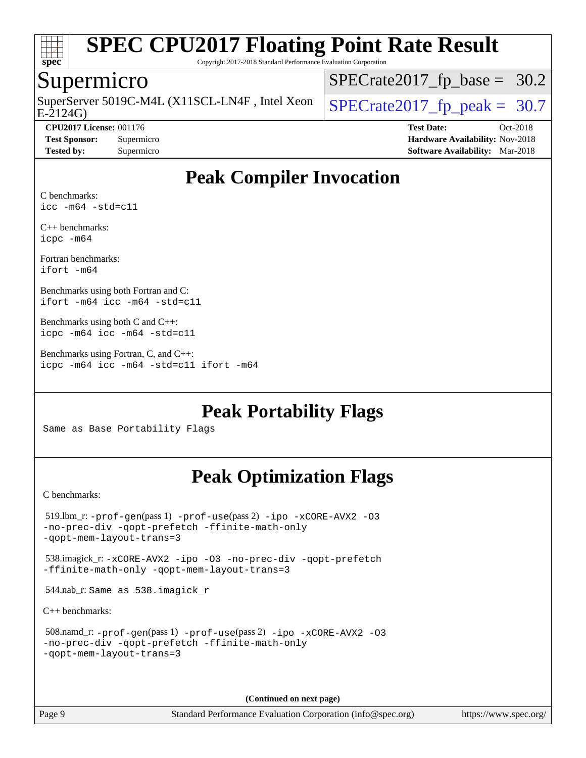# SPEC CPU2017 Floating Point Rate Result

Copyright 2017-2018 Standard Performance Evaluation Corporation

## Supermicro

SuperServer 5019C-M4L (X11SCL-LN4F , Intel Xeon E-2124G)

SPECrate2017_fp_base = 30.2

SPECrate2017_fp_peak = 30.7

**CPU2017 License:** 001176
**Test Sponsor:** Supermicro
**Tested by:** Supermicro

**Test Date:** Oct-2018
**Hardware Availability:** Nov-2018
**Software Availability:** Mar-2018

## Peak Compiler Invocation

C benchmarks:
```
icc -m64 -std=c11
```

C++ benchmarks:
```
icpc -m64
```

Fortran benchmarks:
```
ifort -m64
```

Benchmarks using both Fortran and C:
```
ifort -m64 icc -m64 -std=c11
```

Benchmarks using both C and C++:
```
icpc -m64 icc -m64 -std=c11
```

Benchmarks using Fortran, C, and C++:
```
icpc -m64 icc -m64 -std=c11 ifort -m64
```

## Peak Portability Flags

Same as Base Portability Flags

## Peak Optimization Flags

C benchmarks:

519.lbm_r: -prof-gen(pass 1) -prof-use(pass 2) -ipo -xCORE-AVX2 -O3 -no-prec-div -qopt-prefetch -ffinite-math-only -qopt-mem-layout-trans=3

538.imagick_r: -xCORE-AVX2 -ipo -O3 -no-prec-div -qopt-prefetch -ffinite-math-only -qopt-mem-layout-trans=3

544.nab_r: Same as 538.imagick_r

C++ benchmarks:

508.namd_r: -prof-gen(pass 1) -prof-use(pass 2) -ipo -xCORE-AVX2 -O3 -no-prec-div -qopt-prefetch -ffinite-math-only -qopt-mem-layout-trans=3

**(Continued on next page)**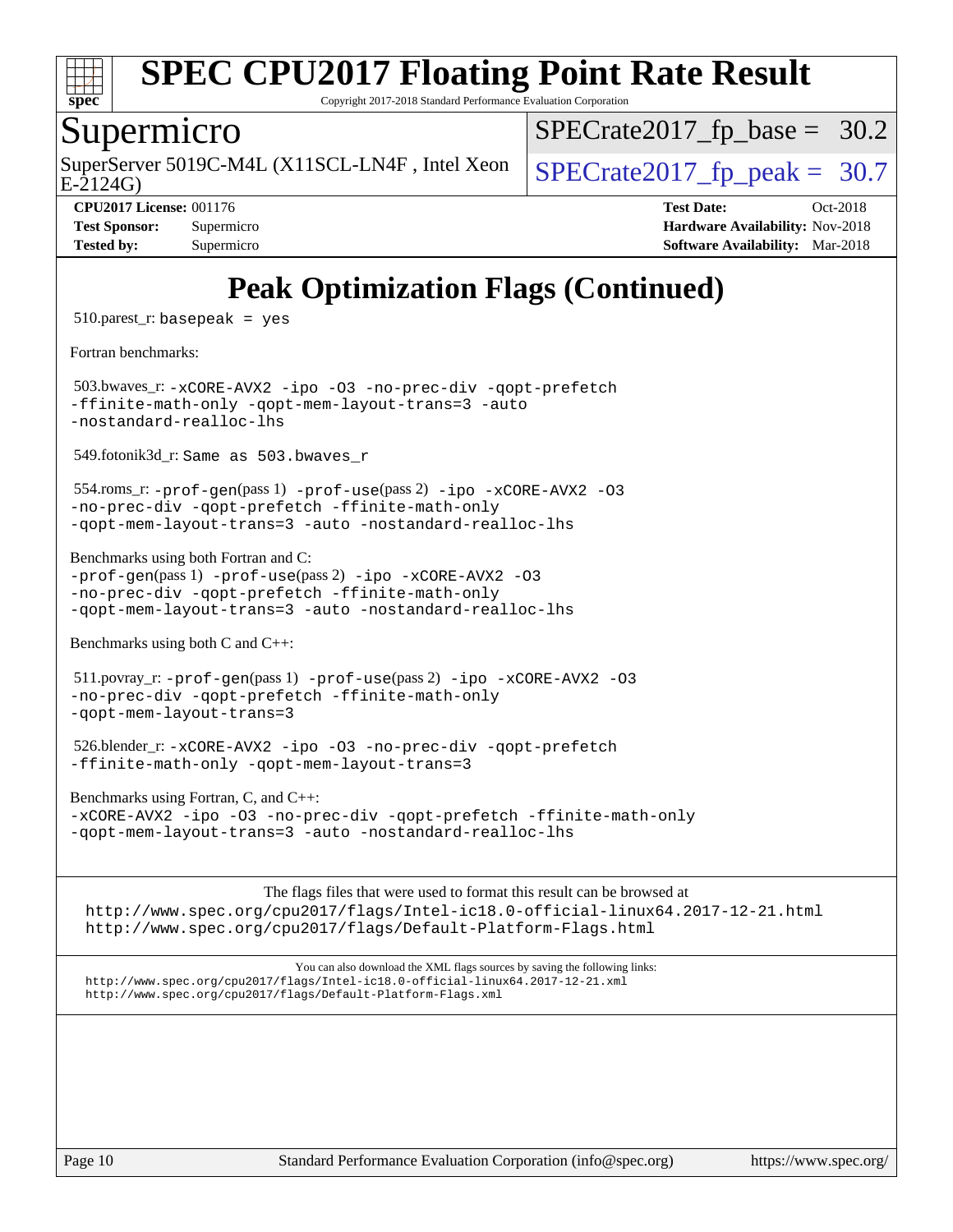# Peak Optimization Flags (Continued)

510.parest_r: `basepeak = yes`

Fortran benchmarks:

503.bwaves_r: `-xCORE-AVX2 -ipo -O3 -no-prec-div -qopt-prefetch -ffinite-math-only -qopt-mem-layout-trans=3 -auto -nostandard-realloc-lhs`

549.fotonik3d_r: `Same as 503.bwaves_r`

554.roms_r: `-prof-gen`(pass 1) `-prof-use`(pass 2) `-ipo -xCORE-AVX2 -O3 -no-prec-div -qopt-prefetch -ffinite-math-only -qopt-mem-layout-trans=3 -auto -nostandard-realloc-lhs`

Benchmarks using both Fortran and C:
`-prof-gen`(pass 1) `-prof-use`(pass 2) `-ipo -xCORE-AVX2 -O3 -no-prec-div -qopt-prefetch -ffinite-math-only -qopt-mem-layout-trans=3 -auto -nostandard-realloc-lhs`

Benchmarks using both C and C++:

511.povray_r: `-prof-gen`(pass 1) `-prof-use`(pass 2) `-ipo -xCORE-AVX2 -O3 -no-prec-div -qopt-prefetch -ffinite-math-only -qopt-mem-layout-trans=3`

526.blender_r: `-xCORE-AVX2 -ipo -O3 -no-prec-div -qopt-prefetch -ffinite-math-only -qopt-mem-layout-trans=3`

Benchmarks using Fortran, C, and C++:
`-xCORE-AVX2 -ipo -O3 -no-prec-div -qopt-prefetch -ffinite-math-only -qopt-mem-layout-trans=3 -auto -nostandard-realloc-lhs`

The flags files that were used to format this result can be browsed at
http://www.spec.org/cpu2017/flags/Intel-ic18.0-official-linux64.2017-12-21.html
http://www.spec.org/cpu2017/flags/Default-Platform-Flags.html

You can also download the XML flags sources by saving the following links:
http://www.spec.org/cpu2017/flags/Intel-ic18.0-official-linux64.2017-12-21.xml
http://www.spec.org/cpu2017/flags/Default-Platform-Flags.xml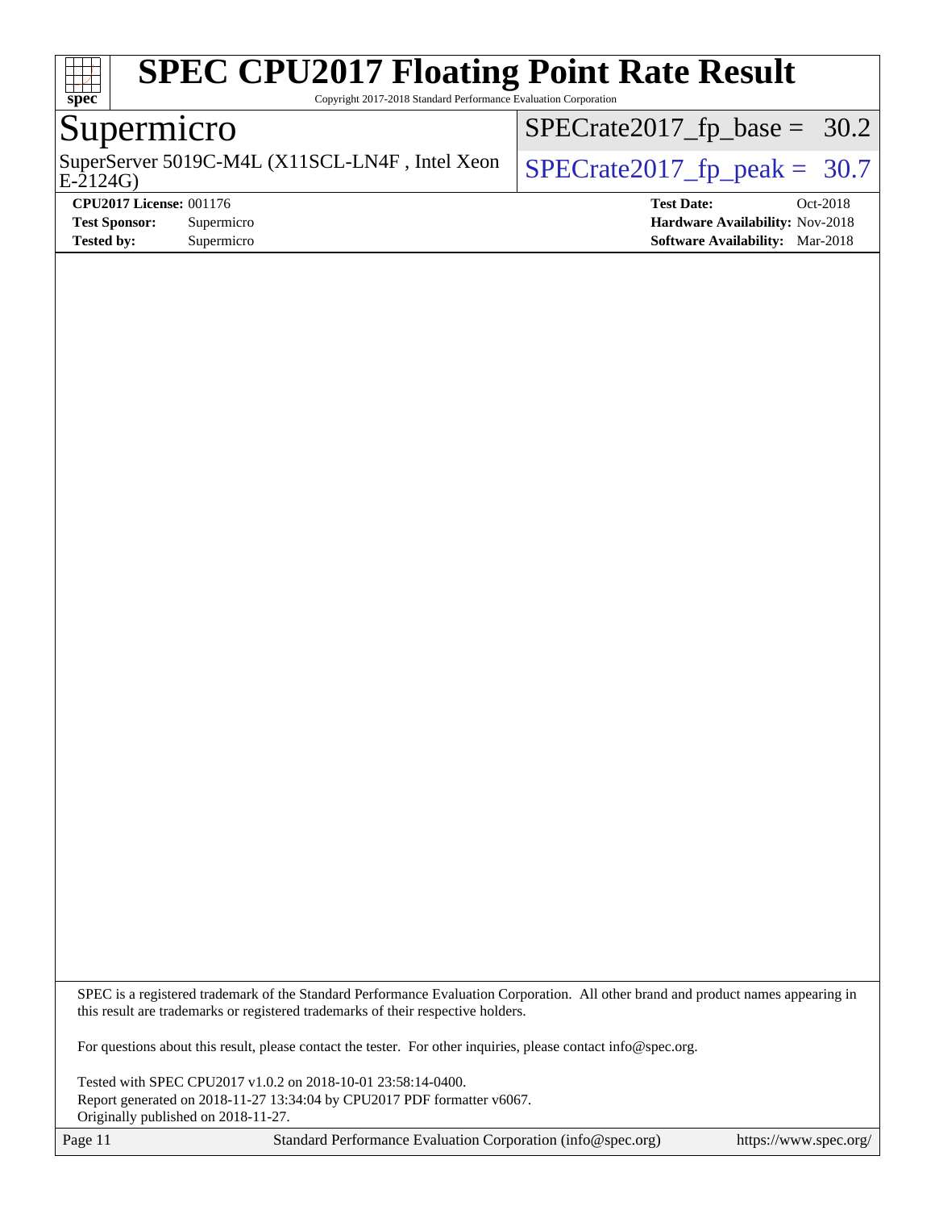SPEC is a registered trademark of the Standard Performance Evaluation Corporation. All other brand and product names appearing in this result are trademarks or registered trademarks of their respective holders.

For questions about this result, please contact the tester. For other inquiries, please contact info@spec.org.

Tested with SPEC CPU2017 v1.0.2 on 2018-10-01 23:58:14-0400.
Report generated on 2018-11-27 13:34:04 by CPU2017 PDF formatter v6067.
Originally published on 2018-11-27.